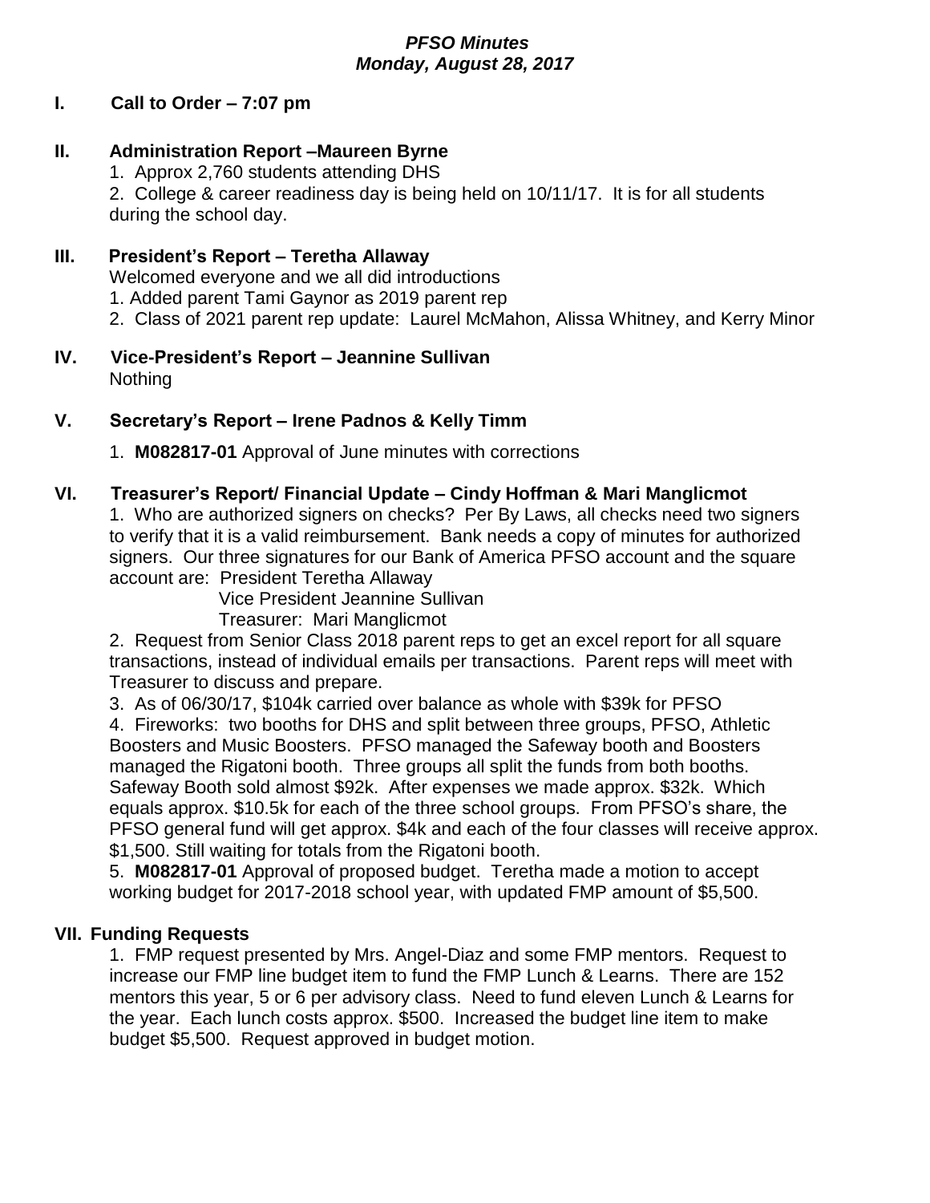# *PFSO Minutes*
## *Monday, August 28, 2017*

## I. Call to Order – 7:07 pm

## II. Administration Report –Maureen Byrne

1. Approx 2,760 students attending DHS
2. College & career readiness day is being held on 10/11/17. It is for all students during the school day.

## III. President's Report – Teretha Allaway

Welcomed everyone and we all did introductions

1. Added parent Tami Gaynor as 2019 parent rep
2. Class of 2021 parent rep update: Laurel McMahon, Alissa Whitney, and Kerry Minor

## IV. Vice-President's Report – Jeannine Sullivan

Nothing

## V. Secretary's Report – Irene Padnos & Kelly Timm

1. **M082817-01** Approval of June minutes with corrections

## VI. Treasurer's Report/ Financial Update – Cindy Hoffman & Mari Manglicmot

1. Who are authorized signers on checks? Per By Laws, all checks need two signers to verify that it is a valid reimbursement. Bank needs a copy of minutes for authorized signers. Our three signatures for our Bank of America PFSO account and the square account are: President Teretha Allaway
   Vice President Jeannine Sullivan
   Treasurer: Mari Manglicmot
2. Request from Senior Class 2018 parent reps to get an excel report for all square transactions, instead of individual emails per transactions. Parent reps will meet with Treasurer to discuss and prepare.
3. As of 06/30/17, $104k carried over balance as whole with $39k for PFSO
4. Fireworks: two booths for DHS and split between three groups, PFSO, Athletic Boosters and Music Boosters. PFSO managed the Safeway booth and Boosters managed the Rigatoni booth. Three groups all split the funds from both booths. Safeway Booth sold almost $92k. After expenses we made approx. $32k. Which equals approx. $10.5k for each of the three school groups. From PFSO's share, the PFSO general fund will get approx. $4k and each of the four classes will receive approx. $1,500. Still waiting for totals from the Rigatoni booth.
5. **M082817-01** Approval of proposed budget. Teretha made a motion to accept working budget for 2017-2018 school year, with updated FMP amount of $5,500.

## VII. Funding Requests

1. FMP request presented by Mrs. Angel-Diaz and some FMP mentors. Request to increase our FMP line budget item to fund the FMP Lunch & Learns. There are 152 mentors this year, 5 or 6 per advisory class. Need to fund eleven Lunch & Learns for the year. Each lunch costs approx. $500. Increased the budget line item to make budget $5,500. Request approved in budget motion.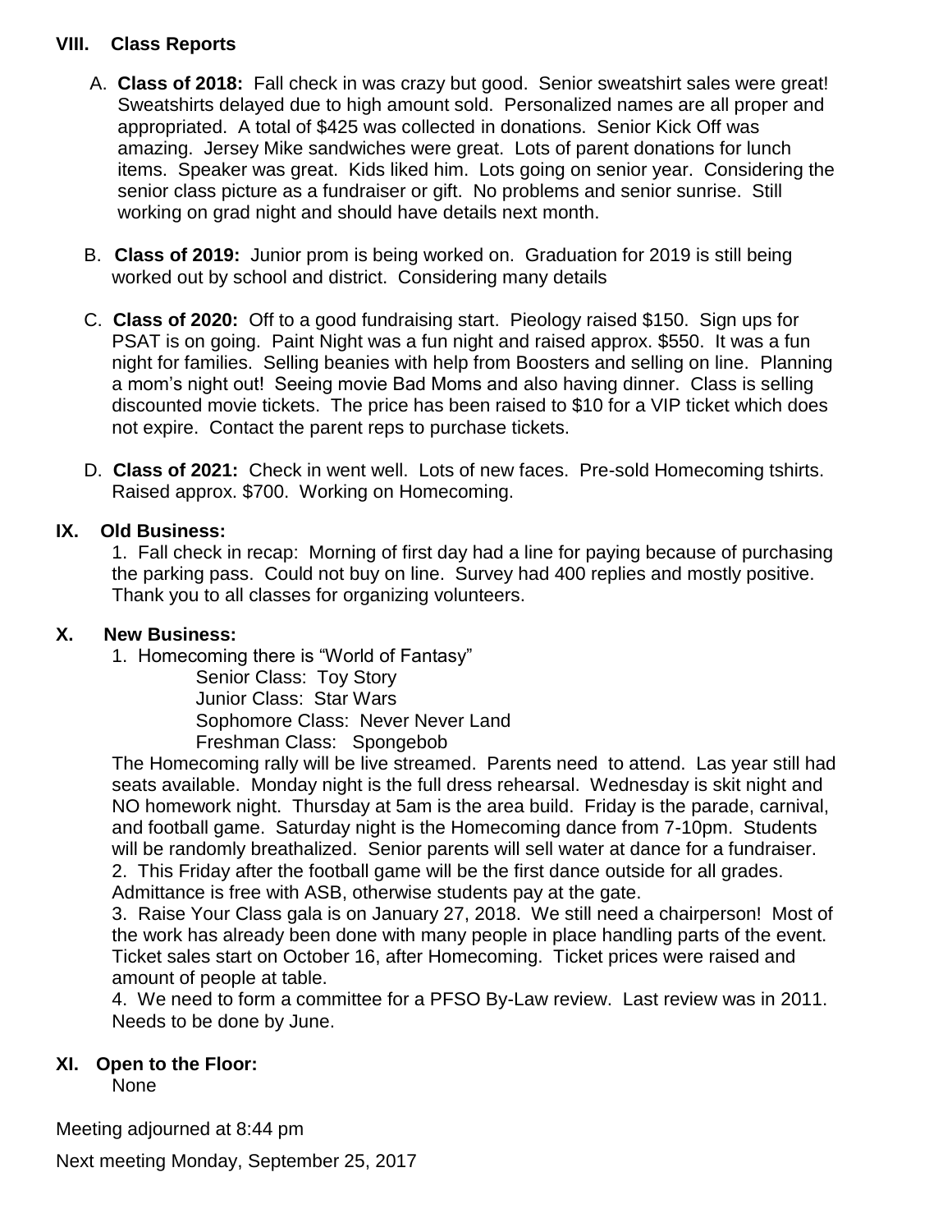## VIII. Class Reports

A. **Class of 2018:** Fall check in was crazy but good. Senior sweatshirt sales were great! Sweatshirts delayed due to high amount sold. Personalized names are all proper and appropriated. A total of $425 was collected in donations. Senior Kick Off was amazing. Jersey Mike sandwiches were great. Lots of parent donations for lunch items. Speaker was great. Kids liked him. Lots going on senior year. Considering the senior class picture as a fundraiser or gift. No problems and senior sunrise. Still working on grad night and should have details next month.

B. **Class of 2019:** Junior prom is being worked on. Graduation for 2019 is still being worked out by school and district. Considering many details

C. **Class of 2020:** Off to a good fundraising start. Pieology raised $150. Sign ups for PSAT is on going. Paint Night was a fun night and raised approx. $550. It was a fun night for families. Selling beanies with help from Boosters and selling on line. Planning a mom's night out! Seeing movie Bad Moms and also having dinner. Class is selling discounted movie tickets. The price has been raised to $10 for a VIP ticket which does not expire. Contact the parent reps to purchase tickets.

D. **Class of 2021:** Check in went well. Lots of new faces. Pre-sold Homecoming tshirts. Raised approx. $700. Working on Homecoming.

## IX. Old Business:

1. Fall check in recap: Morning of first day had a line for paying because of purchasing the parking pass. Could not buy on line. Survey had 400 replies and mostly positive. Thank you to all classes for organizing volunteers.

## X. New Business:

1. Homecoming there is "World of Fantasy"

   Senior Class: Toy Story
   Junior Class: Star Wars
   Sophomore Class: Never Never Land
   Freshman Class: Spongebob

   The Homecoming rally will be live streamed. Parents need to attend. Las year still had seats available. Monday night is the full dress rehearsal. Wednesday is skit night and NO homework night. Thursday at 5am is the area build. Friday is the parade, carnival, and football game. Saturday night is the Homecoming dance from 7-10pm. Students will be randomly breathalized. Senior parents will sell water at dance for a fundraiser.

2. This Friday after the football game will be the first dance outside for all grades. Admittance is free with ASB, otherwise students pay at the gate.

3. Raise Your Class gala is on January 27, 2018. We still need a chairperson! Most of the work has already been done with many people in place handling parts of the event. Ticket sales start on October 16, after Homecoming. Ticket prices were raised and amount of people at table.

4. We need to form a committee for a PFSO By-Law review. Last review was in 2011. Needs to be done by June.

## XI. Open to the Floor:

None

Meeting adjourned at 8:44 pm

Next meeting Monday, September 25, 2017